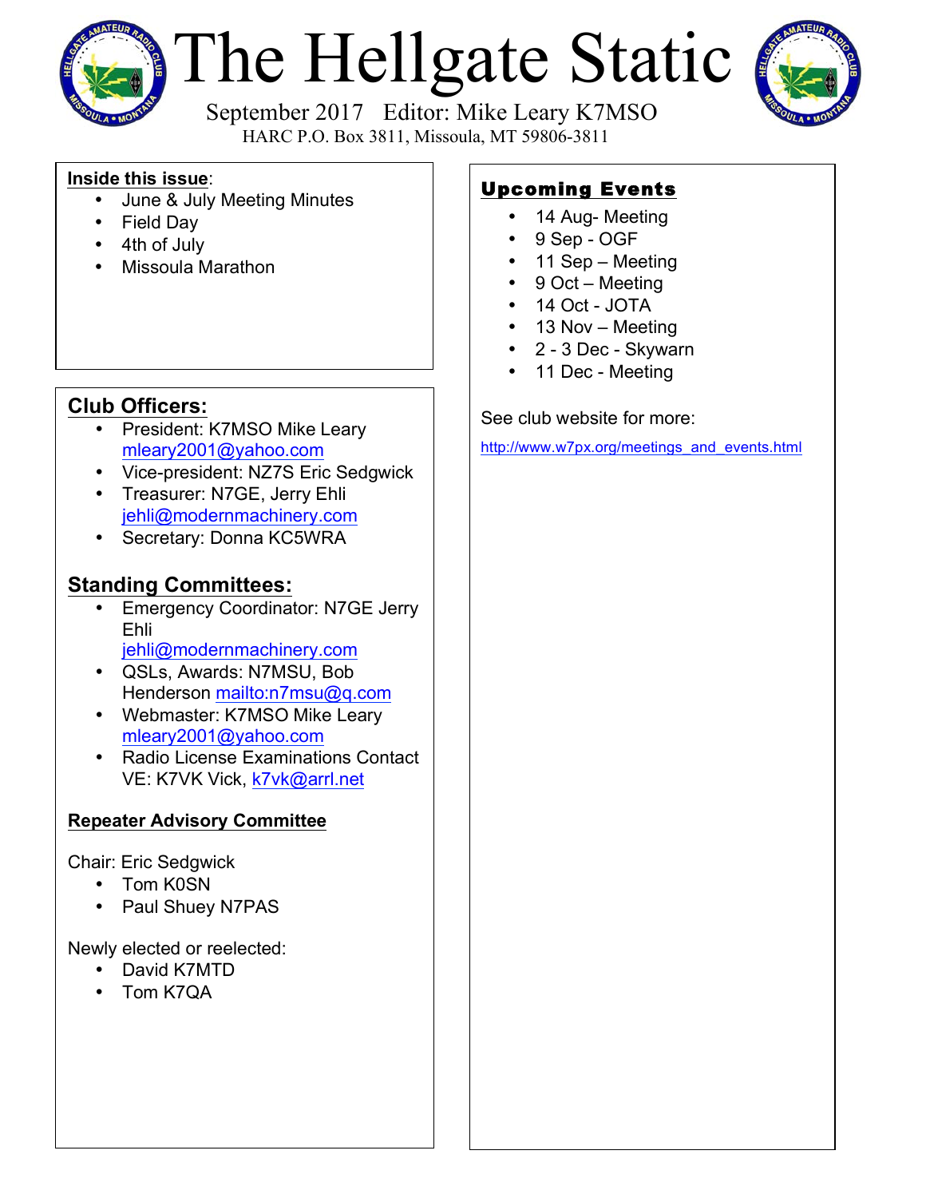# The Hellgate Static

September 2017 Editor: Mike Leary K7MSO

HARC P.O. Box 3811, Missoula, MT 59806-3811

**Inside this issue**:

- June & July Meeting Minutes
- Field Day
- 4th of July
- Missoula Marathon

## Club Officers:

- President: K7MSO Mike Leary mleary2001@yahoo.com
- Vice-president: NZ7S Eric Sedgwick
- Treasurer: N7GE, Jerry Ehli jehli@modernmachinery.com
- Secretary: Donna KC5WRA

## Standing Committees:

- Emergency Coordinator: N7GE Jerry Ehli jehli@modernmachinery.com
- QSLs, Awards: N7MSU, Bob Henderson mailto:n7msu@q.com
- Webmaster: K7MSO Mike Leary mleary2001@yahoo.com
- Radio License Examinations Contact VE: K7VK Vick, k7vk@arrl.net

### Repeater Advisory Committee

Chair: Eric Sedgwick

- Tom K0SN
- Paul Shuey N7PAS

Newly elected or reelected:

- David K7MTD
- Tom K7QA

## Upcoming Events

- 14 Aug- Meeting
- 9 Sep - OGF
- 11 Sep – Meeting
- 9 Oct – Meeting
- 14 Oct - JOTA
- 13 Nov – Meeting
- 2 - 3 Dec - Skywarn
- 11 Dec - Meeting

See club website for more:

http://www.w7px.org/meetings_and_events.html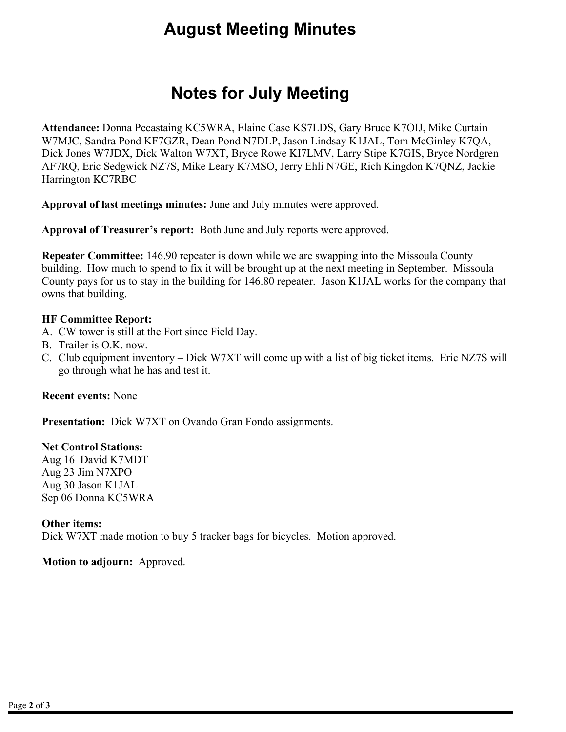# August Meeting Minutes

# Notes for July Meeting

**Attendance:** Donna Pecastaing KC5WRA, Elaine Case KS7LDS, Gary Bruce K7OIJ, Mike Curtain W7MJC, Sandra Pond KF7GZR, Dean Pond N7DLP, Jason Lindsay K1JAL, Tom McGinley K7QA, Dick Jones W7JDX, Dick Walton W7XT, Bryce Rowe KI7LMV, Larry Stipe K7GIS, Bryce Nordgren AF7RQ, Eric Sedgwick NZ7S, Mike Leary K7MSO, Jerry Ehli N7GE, Rich Kingdon K7QNZ, Jackie Harrington KC7RBC

**Approval of last meetings minutes:** June and July minutes were approved.

**Approval of Treasurer's report:** Both June and July reports were approved.

**Repeater Committee:** 146.90 repeater is down while we are swapping into the Missoula County building. How much to spend to fix it will be brought up at the next meeting in September. Missoula County pays for us to stay in the building for 146.80 repeater. Jason K1JAL works for the company that owns that building.

**HF Committee Report:**

A. CW tower is still at the Fort since Field Day.
B. Trailer is O.K. now.
C. Club equipment inventory – Dick W7XT will come up with a list of big ticket items. Eric NZ7S will go through what he has and test it.

**Recent events:** None

**Presentation:** Dick W7XT on Ovando Gran Fondo assignments.

**Net Control Stations:**
Aug 16 David K7MDT
Aug 23 Jim N7XPO
Aug 30 Jason K1JAL
Sep 06 Donna KC5WRA

**Other items:**
Dick W7XT made motion to buy 5 tracker bags for bicycles. Motion approved.

**Motion to adjourn:** Approved.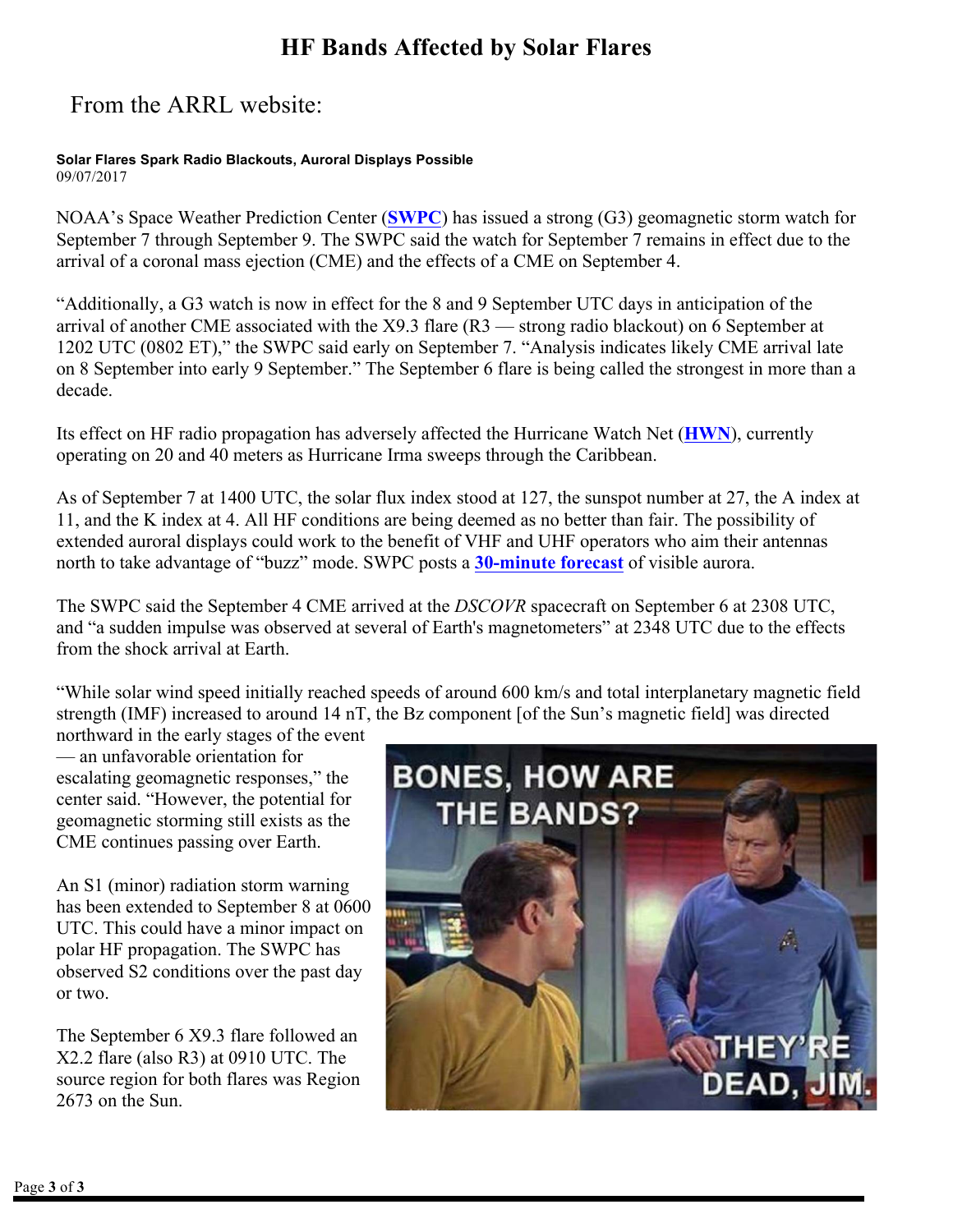# HF Bands Affected by Solar Flares

From the ARRL website:

**Solar Flares Spark Radio Blackouts, Auroral Displays Possible**
09/07/2017

NOAA's Space Weather Prediction Center (**SWPC**) has issued a strong (G3) geomagnetic storm watch for September 7 through September 9. The SWPC said the watch for September 7 remains in effect due to the arrival of a coronal mass ejection (CME) and the effects of a CME on September 4.

"Additionally, a G3 watch is now in effect for the 8 and 9 September UTC days in anticipation of the arrival of another CME associated with the X9.3 flare (R3 — strong radio blackout) on 6 September at 1202 UTC (0802 ET)," the SWPC said early on September 7. "Analysis indicates likely CME arrival late on 8 September into early 9 September." The September 6 flare is being called the strongest in more than a decade.

Its effect on HF radio propagation has adversely affected the Hurricane Watch Net (**HWN**), currently operating on 20 and 40 meters as Hurricane Irma sweeps through the Caribbean.

As of September 7 at 1400 UTC, the solar flux index stood at 127, the sunspot number at 27, the A index at 11, and the K index at 4. All HF conditions are being deemed as no better than fair. The possibility of extended auroral displays could work to the benefit of VHF and UHF operators who aim their antennas north to take advantage of "buzz" mode. SWPC posts a **30-minute forecast** of visible aurora.

The SWPC said the September 4 CME arrived at the *DSCOVR* spacecraft on September 6 at 2308 UTC, and "a sudden impulse was observed at several of Earth's magnetometers" at 2348 UTC due to the effects from the shock arrival at Earth.

"While solar wind speed initially reached speeds of around 600 km/s and total interplanetary magnetic field strength (IMF) increased to around 14 nT, the Bz component [of the Sun's magnetic field] was directed northward in the early stages of the event — an unfavorable orientation for escalating geomagnetic responses," the center said. "However, the potential for geomagnetic storming still exists as the CME continues passing over Earth.

An S1 (minor) radiation storm warning has been extended to September 8 at 0600 UTC. This could have a minor impact on polar HF propagation. The SWPC has observed S2 conditions over the past day or two.

The September 6 X9.3 flare followed an X2.2 flare (also R3) at 0910 UTC. The source region for both flares was Region 2673 on the Sun.